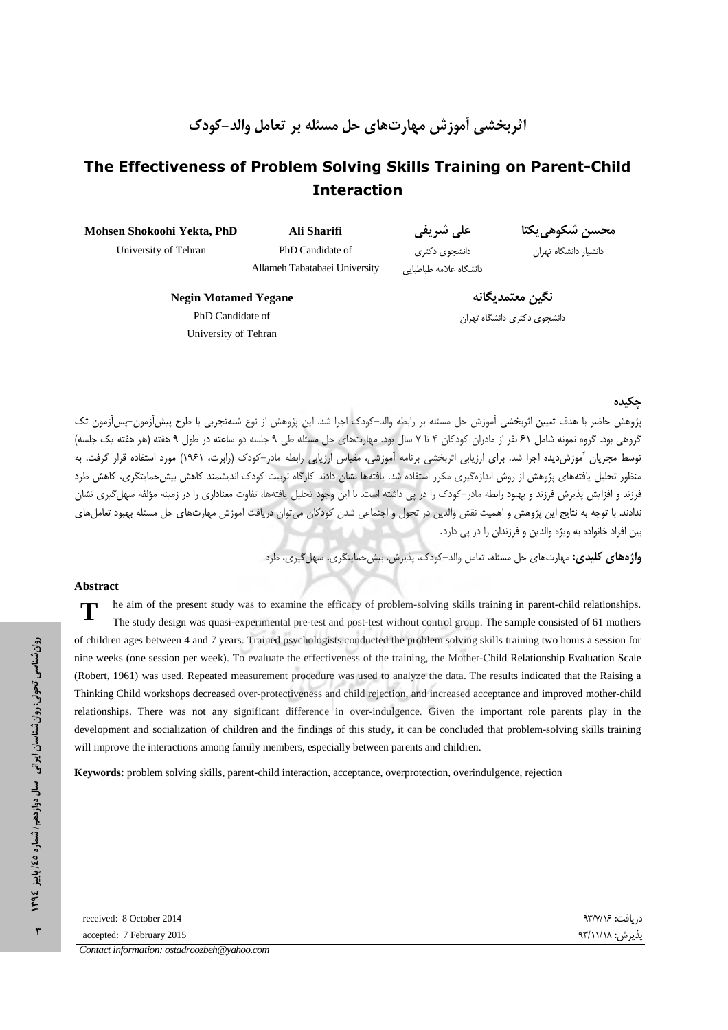# اثربخشی آموزش مهارت‌های حل مسئله بر تعامل والد-کودک

# The Effectiveness of Problem Solving Skills Training on Parent-Child Interaction

**محسن شکوهی‌یکتا**
دانشیار دانشگاه تهران

**علی شریفی**
دانشجوی دکتری
دانشگاه علامه طباطبایی

**نگین معتمدیگانه**
دانشجوی دکتری دانشگاه تهران

**Mohsen Shokoohi Yekta, PhD**
University of Tehran

**Ali Sharifi**
PhD Candidate of
Allameh Tabatabaei University

**Negin Motamed Yegane**
PhD Candidate of
University of Tehran

## چکیده

پژوهش حاضر با هدف تعیین اثربخشی آموزش حل مسئله بر رابطه والد-کودک اجرا شد. این پژوهش از نوع شبه‌تجربی با طرح پیش‌آزمون-پس‌آزمون تک گروهی بود. گروه نمونه شامل ۶۱ نفر از مادران کودکان ۴ تا ۷ سال بود. مهارت‌های حل مسئله طی ۹ جلسه دو ساعته در طول ۹ هفته (هر هفته یک جلسه) توسط مجریان آموزش‌دیده اجرا شد. برای ارزیابی اثربخشی برنامه آموزشی، مقیاس ارزیابی رابطه مادر-کودک (رابرت، ۱۹۶۱) مورد استفاده قرار گرفت. به منظور تحلیل یافته‌های پژوهش از روش اندازه‌گیری مکرر استفاده شد. یافته‌ها نشان دادند کارگاه تربیت کودک اندیشمند کاهش بیش‌حمایتگری، کاهش طرد فرزند و افزایش پذیرش فرزند و بهبود رابطه مادر-کودک را در پی داشته است. با این وجود تحلیل یافته‌ها، تفاوت معناداری را در زمینه مؤلفه سهل‌گیری نشان ندادند. با توجه به نتایج این پژوهش و اهمیت نقش والدین در تحول و اجتماعی شدن کودکان می‌توان دریافت آموزش مهارت‌های حل مسئله بهبود تعامل‌های بین افراد خانواده به ویژه والدین و فرزندان را در پی دارد.

**واژه‌های کلیدی:** مهارت‌های حل مسئله، تعامل والد-کودک، پذیرش، بیش‌حمایتگری، سهل‌گیری، طرد

## Abstract

The aim of the present study was to examine the efficacy of problem-solving skills training in parent-child relationships. The study design was quasi-experimental pre-test and post-test without control group. The sample consisted of 61 mothers of children ages between 4 and 7 years. Trained psychologists conducted the problem solving skills training two hours a session for nine weeks (one session per week). To evaluate the effectiveness of the training, the Mother-Child Relationship Evaluation Scale (Robert, 1961) was used. Repeated measurement procedure was used to analyze the data. The results indicated that the Raising a Thinking Child workshops decreased over-protectiveness and child rejection, and increased acceptance and improved mother-child relationships. There was not any significant difference in over-indulgence. Given the important role parents play in the development and socialization of children and the findings of this study, it can be concluded that problem-solving skills training will improve the interactions among family members, especially between parents and children.

**Keywords:** problem solving skills, parent-child interaction, acceptance, overprotection, overindulgence, rejection

received: 8 October 2014
accepted: 7 February 2015

دریافت: ۹۳/۷/۱۶
پذیرش: ۹۳/۱۱/۱۸

*Contact information: ostadroozbeh@yahoo.com*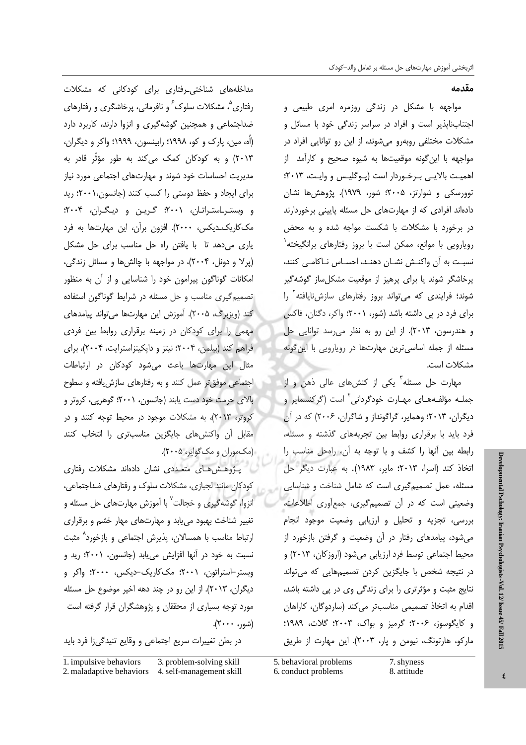## مقدمه

مواجهه با مشکل در زندگی روزمره امری طبیعی و اجتناب‌ناپذیر است و افراد در سراسر زندگی خود با مسائل و مشکلات مختلفی روبه‌رو می‌شوند، از این رو توانایی افراد در مواجهه با این‌گونه موقعیت‌ها به شیوه صحیح و کارآمد از اهمیت بالایی برخوردار است (پوگلیس و وایت، ۲۰۱۳؛ توورسکی و شوارتز، ۲۰۰۵؛ شور، ۱۹۷۹). پژوهش‌ها نشان داده‌اند افرادی که از مهارت‌های حل مسئله پایینی برخوردارند در برخورد با مشکلات با شکست مواجه شده و به محض رویارویی با موانع، ممکن است با بروز رفتارهای برانگیخته[1] نسبت به آن واکنش نشان دهند، احساس ناکامی کنند، پرخاشگر شوند یا برای پرهیز از موقعیت مشکل‌ساز گوشه‌گیر شوند؛ فرایندی که می‌تواند بروز رفتارهای سازش‌نایافته[2] را برای فرد در پی داشته باشد (شور، ۲۰۰۱؛ واکر، دگنان، فاکس و هندرسون، ۲۰۱۳). از این رو به نظر می‌رسد توانایی حل مسئله از جمله اساسی‌ترین مهارت‌ها در رویارویی با این‌گونه مشکلات است.

مهارت حل مسئله[3] یکی از کنش‌های عالی ذهن و از جمله مؤلفه‌های مهارت خودگردانی[4] است (گرکنسمایر و دیگران، ۲۰۱۳؛ وهمایر، گراگونداز و شاگران، ۲۰۰۶) که در آن فرد باید با برقراری روابط بین تجربه‌های گذشته و مسئله، رابطه بین آنها را کشف و با توجه به آن، راه‌حل مناسب را اتخاذ کند (اسرا، ۲۰۱۳؛ مایر، ۱۹۸۳). به عبارت دیگر حل مسئله، عمل تصمیم‌گیری است که شامل شناخت و شناسایی وضعیتی است که در آن تصمیم‌گیری، جمع‌آوری اطلاعات، بررسی، تجزیه و تحلیل و ارزیابی وضعیت موجود انجام می‌شود، پیامدهای رفتار در آن وضعیت و گرفتن بازخورد از محیط اجتماعی توسط فرد ارزیابی می‌شود (اروزکان، ۲۰۱۳) و در نتیجه شخص با جایگزین کردن تصمیم‌هایی که می‌تواند نتایج مثبت و مؤثرتری را برای زندگی وی در پی داشته باشد، اقدام به اتخاذ تصمیمی مناسب‌تر می‌کند (ساردوگان، کاراهان و کایگوسوز، ۲۰۰۶؛ گرمیز و بواک، ۲۰۰۳؛ گلات، ۱۹۸۹؛ مارکو، هارتونگ، نیومن و پار، ۲۰۰۳). این مهارت از طریق مداخله‌های شناختی‌ـرفتاری برای کودکانی که مشکلات رفتاری[5]، مشکلات سلوک[6] و نافرمانی، پرخاشگری و رفتارهای ضداجتماعی و همچنین گوشه‌گیری و انزوا دارند، کاربرد دارد (اُه، مین، پارک و کو، ۱۹۹۸؛ رابینسون، ۱۹۹۹؛ واکر و دیگران، ۲۰۱۳) و به کودکان کمک می‌کند به طور مؤثّر قادر به مدیریت احساسات خود شوند و مهارت‌های اجتماعی مورد نیاز برای ایجاد و حفظ دوستی را کسب کنند (جانسون،۲۰۰۱؛ رید و وبستر‌ـاستراتان، ۲۰۰۱؛ گرین و دیگران، ۲۰۰۴؛ مک‌کاریک‌ـدیکس، ۲۰۰۰). افزون برآن، این مهارت‌ها به فرد یاری می‌دهد تا با یافتن راه حل مناسب برای حل مشکل (پرلا و دونل، ۲۰۰۴)، در مواجهه با چالش‌ها و مسائل زندگی، امکانات گوناگون پیرامون خود را شناسایی و از آن به منظور تصمیم‌گیری مناسب و حل مسئله در شرایط گوناگون استفاده کند (ویزبرگ، ۲۰۰۵). آموزش این مهارت‌ها می‌تواند پیامدهای مهمی را برای کودکان در زمینه برقراری روابط بین فردی فراهم کند (بیلمن، ۲۰۰۴؛ نیتز و داپکینزاسترایت، ۲۰۰۴)، برای مثال این مهارت‌ها باعث می‌شود کودکان در ارتباطات اجتماعی موفق‌تر عمل کنند و به رفتارهای سازش‌یافته و سطوح بالای حرمت خود دست یابند (جانسون، ۲۰۰۱؛ گوهرپی، کروتر و کروتر، ۲۰۱۳)، به مشکلات موجود در محیط توجه کنند و در مقابل آن واکنش‌های جایگزین مناسب‌تری را انتخاب کنند (مک‌موران و مک‌گوایر، ۲۰۰۵).

پژوهش‌های متعددی نشان داده‌اند مشکلات رفتاری کودکان مانند لجبازی، مشکلات سلوک و رفتارهای ضداجتماعی، انزوا، گوشه‌گیری و خجالت[7] با آموزش مهارت‌های حل مسئله و تغییر شناخت بهبود می‌یابد و مهارت‌های مهار خشم و برقراری ارتباط مناسب با همسالان، پذیرش اجتماعی و بازخورد[8] مثبت نسبت به خود در آنها افزایش می‌یابد (جانسون، ۲۰۰۱؛ رید و وبستر‌ـاستراتون، ۲۰۰۱؛ مک‌کاریک‌ـدیکس، ۲۰۰۰؛ واکر و دیگران، ۲۰۱۳). از این رو در چند دهه اخیر موضوع حل مسئله مورد توجه بسیاری از محققان و پژوهشگران قرار گرفته است (شور، ۲۰۰۰).

در بطن تغییرات سریع اجتماعی و وقایع تنیدگی‌زا فرد باید

---

1. impulsive behaviors
2. maladaptive behaviors
3. problem-solving skill
4. self-management skill
5. behavioral problems
6. conduct problems
7. shyness
8. attitude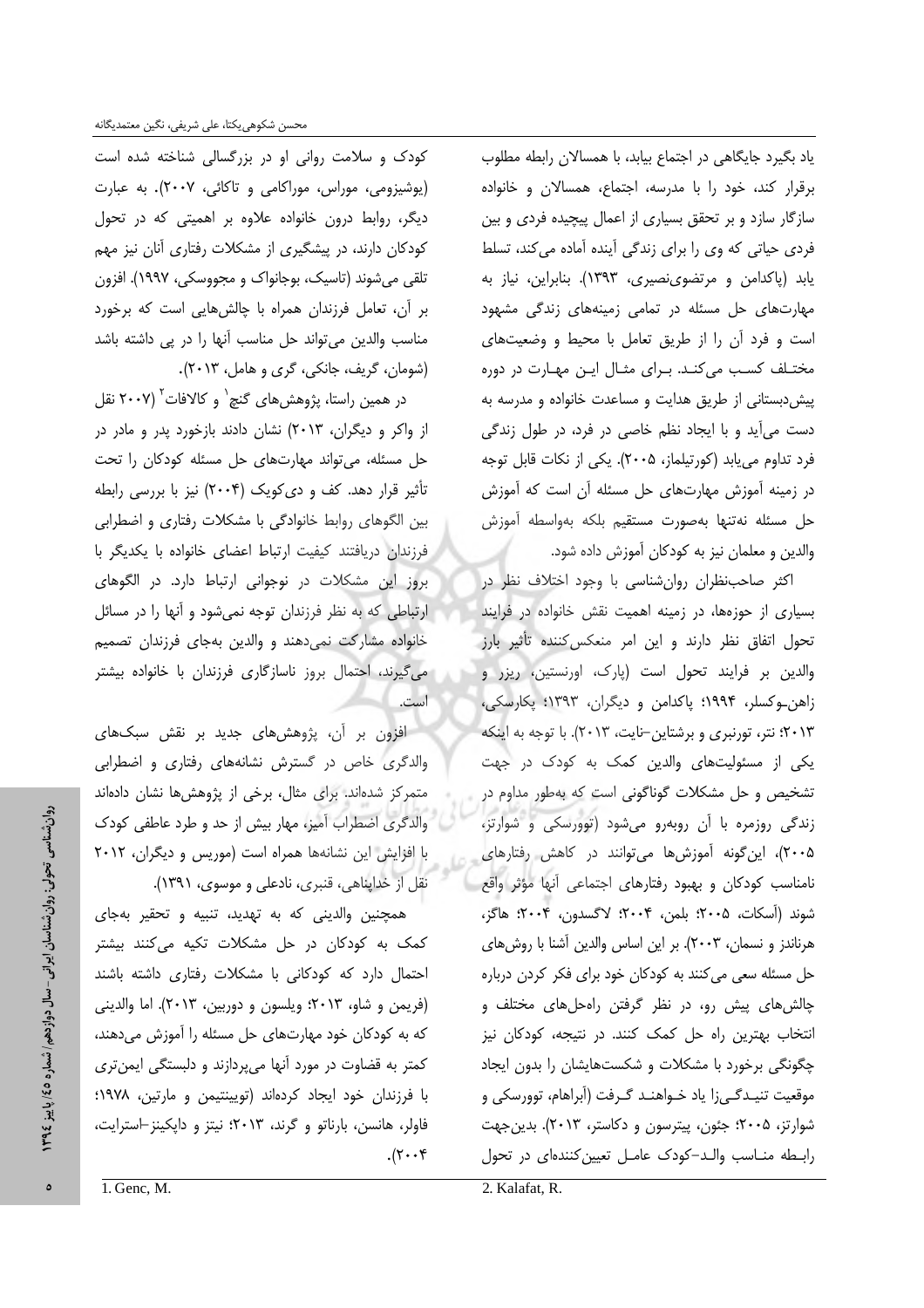یاد بگیرد جایگاهی در اجتماع بیابد، با همسالان رابطه مطلوب برقرار کند، خود را با مدرسه، اجتماع، همسالان و خانواده سازگار سازد و بر تحقق بسیاری از اعمال پیچیده فردی و بین فردی حیاتی که وی را برای زندگی آینده آماده می‌کند، تسلط یابد (پاکدامن و مرتضوی‌نصیری، ۱۳۹۳). بنابراین، نیاز به مهارت‌های حل مسئله در تمامی زمینه‌های زندگی مشهود است و فرد آن را از طریق تعامل با محیط و وضعیت‌های مختلف کسب می‌کند. برای مثال این مهارت در دوره پیش‌دبستانی از طریق هدایت و مساعدت خانواده و مدرسه به دست می‌آید و با ایجاد نظم خاصی در فرد، در طول زندگی فرد تداوم می‌یابد (کورتیلماز، ۲۰۰۵). یکی از نکات قابل توجه در زمینه آموزش مهارت‌های حل مسئله آن است که آموزش حل مسئله نه‌تنها به‌صورت مستقیم بلکه به‌واسطه آموزش والدین و معلمان نیز به کودکان آموزش داده شود.

اکثر صاحب‌نظران روان‌شناسی با وجود اختلاف نظر در بسیاری از حوزه‌ها، در زمینه اهمیت نقش خانواده در فرایند تحول اتفاق نظر دارند و این امر منعکس‌کننده تأثیر بارز والدین بر فرایند تحول است (پارک، اورنستین، ریزر و زاهن‌وکسلر، ۱۹۹۴؛ پاکدامن و دیگران، ۱۳۹۳؛ پکارسکی، ۲۰۱۳؛ نتر، تورنبری و برشتاین-نایت، ۲۰۱۳). با توجه به اینکه یکی از مسئولیت‌های والدین کمک به کودک در جهت تشخیص و حل مشکلات گوناگونی است که به‌طور مداوم در زندگی روزمره با آن روبه‌رو می‌شود (توورسکی و شوارتز، ۲۰۰۵)، این‌گونه آموزش‌ها می‌توانند در کاهش رفتارهای نامناسب کودکان و بهبود رفتارهای اجتماعی آنها مؤثر واقع شوند (آسکات، ۲۰۰۵؛ بلمن، ۲۰۰۴؛ لاگسدون، ۲۰۰۴؛ هاگز، هرناندز و نسمان، ۲۰۰۳). بر این اساس والدین آشنا با روش‌های حل مسئله سعی می‌کنند به کودکان خود برای فکر کردن درباره چالش‌های پیش رو، در نظر گرفتن راه‌حل‌های مختلف و انتخاب بهترین راه حل کمک کنند. در نتیجه، کودکان نیز چگونگی برخورد با مشکلات و شکست‌هایشان را بدون ایجاد موقعیت تنیدگی‌زا یاد خواهند گرفت (آبراهام، توورسکی و شوارتز، ۲۰۰۵؛ جئون، پیترسون و دکاستر، ۲۰۱۳). بدین‌جهت رابطه مناسب والد-کودک عامل تعیین‌کننده‌ای در تحول کودک و سلامت روانی او در بزرگسالی شناخته شده است (یوشیزومی، موراس، موراکامی و تاکائی، ۲۰۰۷). به عبارت دیگر، روابط درون خانواده علاوه بر اهمیتی که در تحول کودکان دارند، در پیشگیری از مشکلات رفتاری آنان نیز مهم تلقی می‌شوند (تاسیک، بوجانواک و مجووسکی، ۱۹۹۷). افزون بر آن، تعامل فرزندان همراه با چالش‌هایی است که برخورد مناسب والدین می‌تواند حل مناسب آنها را در پی داشته باشد (شومان، گریف، جانکی، گری و هامل، ۲۰۱۳).

در همین راستا، پژوهش‌های گنچ[1] و کالافات[2] (۲۰۰۷ نقل از واکر و دیگران، ۲۰۱۳) نشان دادند بازخورد پدر و مادر در حل مسئله، می‌تواند مهارت‌های حل مسئله کودکان را تحت تأثیر قرار دهد. کف و دی‌کویک (۲۰۰۴) نیز با بررسی رابطه بین الگوهای روابط خانوادگی با مشکلات رفتاری و اضطرابی فرزندان دریافتند کیفیت ارتباط اعضای خانواده با یکدیگر با بروز این مشکلات در نوجوانی ارتباط دارد. در الگوهای ارتباطی که به نظر فرزندان توجه نمی‌شود و آنها را در مسائل خانواده مشارکت نمی‌دهند و والدین به‌جای فرزندان تصمیم می‌گیرند، احتمال بروز ناسازگاری فرزندان با خانواده بیشتر است.

افزون بر آن، پژوهش‌های جدید بر نقش سبک‌های والدگری خاص در گسترش نشانه‌های رفتاری و اضطرابی متمرکز شده‌اند. برای مثال، برخی از پژوهش‌ها نشان داده‌اند والدگری اضطراب آمیز، مهار بیش از حد و طرد عاطفی کودک با افزایش این نشانه‌ها همراه است (موریس و دیگران، ۲۰۱۲ نقل از خداپناهی، قنبری، نادعلی و موسوی، ۱۳۹۱).

همچنین والدینی که به تهدید، تنبیه و تحقیر به‌جای کمک به کودکان در حل مشکلات تکیه می‌کنند بیشتر احتمال دارد که کودکانی با مشکلات رفتاری داشته باشند (فریمن و شاو، ۲۰۱۳؛ ویلسون و دوربین، ۲۰۱۳). اما والدینی که به کودکان خود مهارت‌های حل مسئله را آموزش می‌دهند، کمتر به قضاوت در مورد آنها می‌پردازند و دلبستگی ایمن‌تری با فرزندان خود ایجاد کرده‌اند (توبینتیمن و مارتین، ۱۹۷۸؛ فاولر، هانسن، بارناتو و گرند، ۲۰۱۳؛ نیتز و داپکینز-استرایت، ۲۰۰۴).

1. Genc, M.
2. Kalafat, R.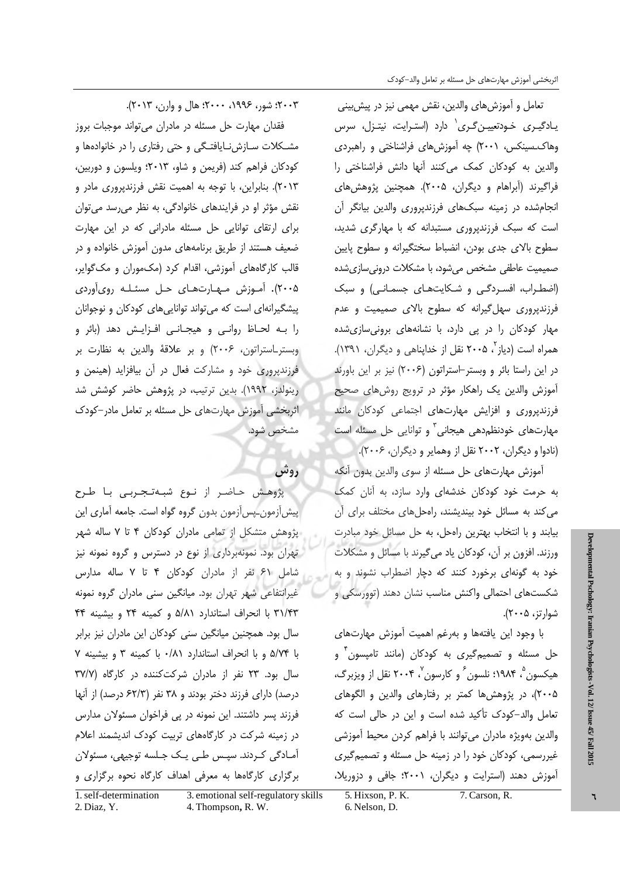تعامل و آموزش‌های والدین، نقش مهمی نیز در پیش‌بینی یادگیری خودتعیین‌گری[1] دارد (استرایت، نیتزل، سرس وهاک‌سینکس، ۲۰۰۱) چه آموزش‌های فراشناختی و راهبردی والدین به کودکان کمک می‌کنند آنها دانش فراشناختی را فراگیرند (آبراهام و دیگران، ۲۰۰۵). همچنین پژوهش‌های انجام‌شده در زمینه سبک‌های فرزندپروری والدین بیانگر آن است که سبک فرزندپروری مستبدانه که با مهارگری شدید، سطوح بالای جدی بودن، انضباط سختگیرانه و سطوح پایین صمیمیت عاطفی مشخص می‌شود، با مشکلات درونی‌سازی‌شده (اضطراب، افسردگی و شکایت‌های جسمانی) و سبک فرزندپروری سهل‌گیرانه که سطوح بالای صمیمیت و عدم مهار کودکان را در پی دارد، با نشانه‌های برونی‌سازی‌شده همراه است (دیاز[2]، ۲۰۰۵ نقل از خداپناهی و دیگران، ۱۳۹۱). در این راستا بائر و وبستر–استراتون (۲۰۰۶) نیز بر این باورند آموزش والدین یک راهکار مؤثر در ترویج روش‌های صحیح فرزندپروری و افزایش مهارت‌های اجتماعی کودکان مانند مهارت‌های خودنظم‌دهی هیجانی[3] و توانایی حل مسئله است (نادوا و دیگران، ۲۰۰۲ نقل از وهمایر و دیگران، ۲۰۰۶).

آموزش مهارت‌های حل مسئله از سوی والدین بدون آنکه به حرمت خود کودکان خدشه‌ای وارد سازد، به آنان کمک می‌کند به مسائل خود بیندیشند، راه‌حل‌های مختلف برای آن بیابند و با انتخاب بهترین راه‌حل، به حل مسائل خود مبادرت ورزند. افزون بر آن، کودکان یاد می‌گیرند با مسائل و مشکلات خود به گونه‌ای برخورد کنند که دچار اضطراب نشوند و به شکست‌های احتمالی واکنش مناسب نشان دهند (تورسکی و شوارتز، ۲۰۰۵).

با وجود این یافته‌ها و به‌رغم اهمیت آموزش مهارت‌های حل مسئله و تصمیم‌گیری به کودکان (مانند تامپسون[4] و هیکسون[5]، ۱۹۸۴؛ نلسون[6] و کارسون[7]، ۲۰۰۴ نقل از ویزبرگ، ۲۰۰۵)، در پژوهش‌ها کمتر بر رفتارهای والدین و الگوهای تعامل والد–کودک تأکید شده است و این در حالی است که والدین به‌ویژه مادران می‌توانند با فراهم کردن محیط آموزشی غیررسمی، کودکان خود را در زمینه حل مسئله و تصمیم‌گیری آموزش دهند (استرایت و دیگران، ۲۰۰۱؛ جافی و دزوریلا، ۲۰۰۳؛ شور، ۱۹۹۶، ۲۰۰۰؛ هال و وارن، ۲۰۱۳).

فقدان مهارت حل مسئله در مادران می‌تواند موجبات بروز مشکلات سازش‌نایافتگی و حتی رفتاری را در خانواده‌ها و کودکان فراهم کند (فریمن و شاو، ۲۰۱۳؛ ویلسون و دوربین، ۲۰۱۳). بنابراین، با توجه به اهمیت نقش فرزندپروری مادر و نقش مؤثر او در فرایندهای خانوادگی، به نظر می‌رسد می‌توان برای ارتقای توانایی حل مسئله مادرانی که در این مهارت ضعیف هستند از طریق برنامه‌های مدون آموزش خانواده و در قالب کارگاه‌های آموزشی، اقدام کرد (مک‌موران و مک‌گوایر، ۲۰۰۵). آموزش مهارت‌های حل مسئله روی‌آوردی پیشگیرانه‌ای است که می‌تواند توانایی‌های کودکان و نوجوانان را به لحاظ روانی و هیجانی افزایش دهد (بائر و وبستر–استراتون، ۲۰۰۶) و بر علاقهٔ والدین به نظارت بر فرزندپروری خود و مشارکت فعال در آن بیافزاید (هینمن و رینولدز، ۱۹۹۲). بدین ترتیب، در پژوهش حاضر کوشش شد اثربخشی آموزش مهارت‌های حل مسئله بر تعامل مادر–کودک مشخص شود.

## روش

پژوهش حاضر از نوع شبه‌تجربی با طرح پیش‌آزمون–پس‌آزمون بدون گروه گواه است. جامعه آماری این پژوهش متشکل از تمامی مادران کودکان ۴ تا ۷ ساله شهر تهران بود. نمونه‌برداری از نوع در دسترس و گروه نمونه نیز شامل ۶۱ نفر از مادران کودکان ۴ تا ۷ ساله مدارس غیرانتفاعی شهر تهران بود. میانگین سنی مادران گروه نمونه ۳۱/۴۳ با انحراف استاندارد ۵/۸۱ و کمینه ۲۴ و بیشینه ۴۴ سال بود. همچنین میانگین سنی کودکان این مادران نیز برابر با ۵/۷۴ و با انحراف استاندارد ۰/۸۱ با کمینه ۳ و بیشینه ۷ سال بود. ۲۳ نفر از مادران شرکت‌کننده در کارگاه (۳۷/۷ درصد) دارای فرزند دختر بودند و ۳۸ نفر (۶۲/۳ درصد) از آنها فرزند پسر داشتند. این نمونه در پی فراخوان مسئولان مدارس در زمینه شرکت در کارگاه‌های تربیت کودک اندیشمند اعلام آمادگی کردند. سپس طی یک جلسه توجیهی، مسئولان برگزاری کارگاه‌ها به معرفی اهداف کارگاه نحوه برگزاری و

---

1. self-determination
2. Diaz, Y.
3. emotional self-regulatory skills
4. Thompson, R. W.
5. Hixson, P. K.
6. Nelson, D.
7. Carson, R.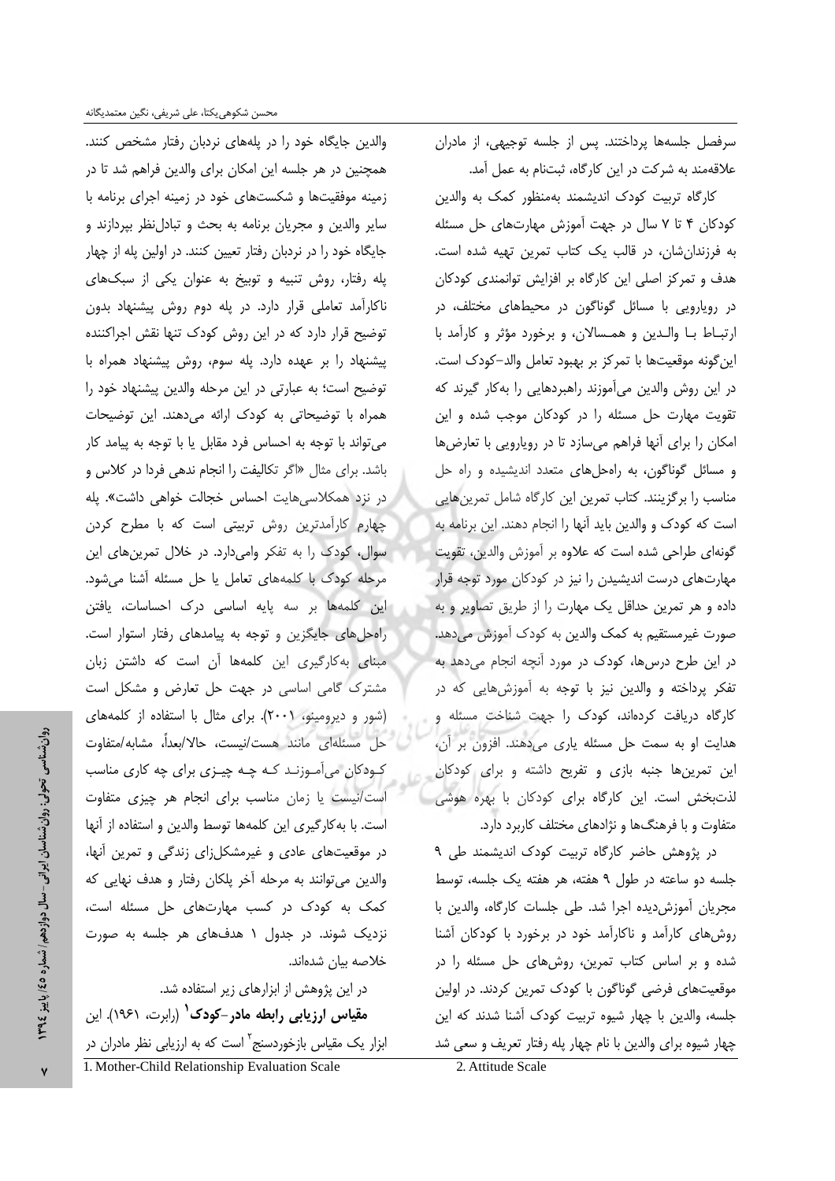سرفصل جلسه‌ها پرداختند. پس از جلسه توجیهی، از مادران علاقه‌مند به شرکت در این کارگاه، ثبت‌نام به عمل آمد.

کارگاه تربیت کودک اندیشمند به‌منظور کمک به والدین کودکان ۴ تا ۷ سال در جهت آموزش مهارت‌های حل مسئله به فرزندان‌شان، در قالب یک کتاب تمرین تهیه شده است. هدف و تمرکز اصلی این کارگاه بر افزایش توانمندی کودکان در رویارویی با مسائل گوناگون در محیط‌های مختلف، در ارتباط با والدین و همسالان، و برخورد مؤثر و کارآمد با این‌گونه موقعیت‌ها با تمرکز بر بهبود تعامل والد-کودک است. در این روش والدین می‌آموزند راهبردهایی را به‌کار گیرند که تقویت مهارت حل مسئله را در کودکان موجب شده و این امکان را برای آنها فراهم می‌سازد تا در رویارویی با تعارض‌ها و مسائل گوناگون، به راه‌حل‌های متعدد اندیشیده و راه حل مناسب را برگزینند. کتاب تمرین این کارگاه شامل تمرین‌هایی است که کودک و والدین باید آنها را انجام دهند. این برنامه به گونه‌ای طراحی شده است که علاوه بر آموزش والدین، تقویت مهارت‌های درست اندیشیدن را نیز در کودکان مورد توجه قرار داده و هر تمرین حداقل یک مهارت را از طریق تصاویر و به صورت غیرمستقیم به کمک والدین به کودک آموزش می‌دهد. در این طرح درس‌ها، کودک در مورد آنچه انجام می‌دهد به تفکر پرداخته و والدین نیز با توجه به آموزش‌هایی که در کارگاه دریافت کرده‌اند، کودک را جهت شناخت مسئله و هدایت او به سمت حل مسئله یاری می‌دهند. افزون بر آن، این تمرین‌ها جنبه بازی و تفریح داشته و برای کودکان لذت‌بخش است. این کارگاه برای کودکان با بهره هوشی متفاوت و با فرهنگ‌ها و نژادهای مختلف کاربرد دارد.

در پژوهش حاضر کارگاه تربیت کودک اندیشمند طی ۹ جلسه دو ساعته در طول ۹ هفته، هر هفته یک جلسه، توسط مجریان آموزش‌دیده اجرا شد. طی جلسات کارگاه، والدین با روش‌های کارآمد و ناکارآمد خود در برخورد با کودکان آشنا شده و بر اساس کتاب تمرین، روش‌های حل مسئله را در موقعیت‌های فرضی گوناگون با کودک تمرین کردند. در اولین جلسه، والدین با چهار شیوه تربیت کودک آشنا شدند که این چهار شیوه برای والدین با نام چهار پله رفتار تعریف و سعی شد والدین جایگاه خود را در پله‌های نردبان رفتار مشخص کنند. همچنین در هر جلسه این امکان برای والدین فراهم شد تا در زمینه موفقیت‌ها و شکست‌های خود در زمینه اجرای برنامه با سایر والدین و مجریان برنامه به بحث و تبادل‌نظر بپردازند و جایگاه خود را در نردبان رفتار تعیین کنند. در اولین پله از چهار پله رفتار، روش تنبیه و توبیخ به عنوان یکی از سبک‌های ناکارآمد تعاملی قرار دارد. در پله دوم روش پیشنهاد بدون توضیح قرار دارد که در این روش کودک تنها نقش اجراکننده پیشنهاد را بر عهده دارد. پله سوم، روش پیشنهاد همراه با توضیح است؛ به عبارتی در این مرحله والدین پیشنهاد خود را همراه با توضیحاتی به کودک ارائه می‌دهند. این توضیحات می‌تواند با توجه به احساس فرد مقابل یا با توجه به پیامد کار باشد. برای مثال «اگر تکالیفت را انجام ندهی فردا در کلاس و در نزد همکلاسی‌هایت احساس خجالت خواهی داشت». پله چهارم کارآمدترین روش تربیتی است که با مطرح کردن سوال، کودک را به تفکر وامی‌دارد. در خلال تمرین‌های این مرحله کودک با کلمه‌های تعامل یا حل مسئله آشنا می‌شود. این کلمه‌ها بر سه پایه اساسی درک احساسات، یافتن راه‌حل‌های جایگزین و توجه به پیامدهای رفتار استوار است. مبنای به‌کارگیری این کلمه‌ها آن است که داشتن زبان مشترک گامی اساسی در جهت حل تعارض و مشکل است (شور و دیرومینو، ۲۰۰۱). برای مثال با استفاده از کلمه‌های حل مسئله‌ای مانند هست/نیست، حالا/بعداً، مشابه/متفاوت کودکان می‌آموزند که چه چیزی برای چه کاری مناسب است/نیست یا زمان مناسب برای انجام هر چیزی متفاوت است. با به‌کارگیری این کلمه‌ها توسط والدین و استفاده از آنها در موقعیت‌های عادی و غیرمشکل‌زای زندگی و تمرین آنها، والدین می‌توانند به مرحله آخر پلکان رفتار و هدف نهایی که کمک به کودک در کسب مهارت‌های حل مسئله است، نزدیک شوند. در جدول ۱ هدف‌های هر جلسه به صورت خلاصه بیان شده‌اند.

در این پژوهش از ابزارهای زیر استفاده شد.

**مقیاس ارزیابی رابطه مادر-کودک**[1] (رابرت، ۱۹۶۱). این ابزار یک مقیاس بازخوردسنج[2] است که به ارزیابی نظر مادران در

---

1. Mother-Child Relationship Evaluation Scale
2. Attitude Scale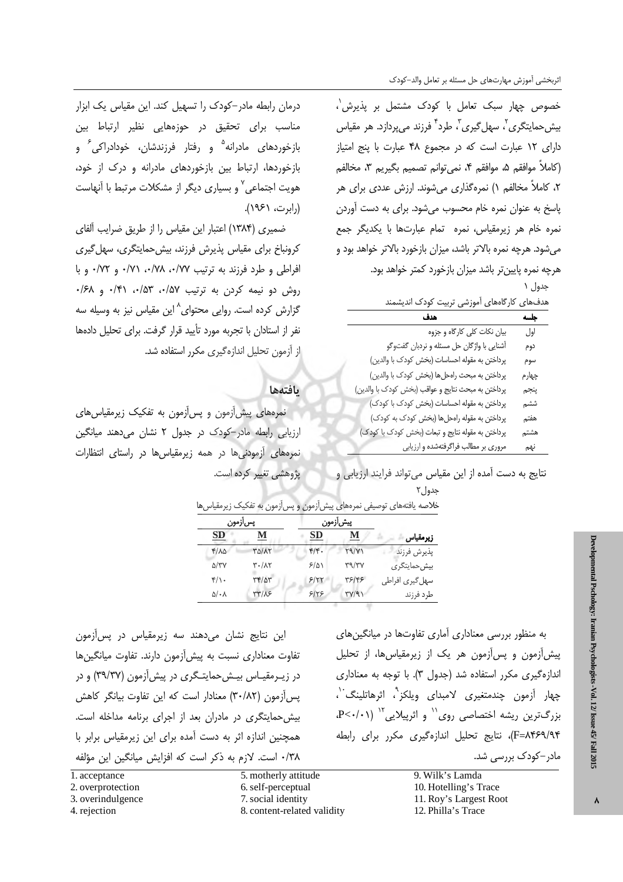خصوص چهار سبک تعامل با کودک مشتمل بر پذیرش[1]، بیش‌حمایتگری[2]، سهل‌گیری[3]، طرد[4] فرزند می‌پردازد. هر مقیاس دارای ۱۲ عبارت است که در مجموع ۴۸ عبارت با پنج امتیاز (کاملاً موافقم ۵، موافقم ۴، نمی‌توانم تصمیم بگیریم ۳، مخالفم ۲، کاملاً مخالفم ۱) نمره‌گذاری می‌شوند. ارزش عددی برای هر پاسخ به عنوان نمره خام محسوب می‌شود. برای به دست آوردن نمره خام هر زیرمقیاس، نمره تمام عبارت‌ها با یکدیگر جمع می‌شود. هرچه نمره بالاتر باشد، میزان بازخورد بالاتر خواهد بود و هرچه نمره پایین‌تر باشد میزان بازخورد کمتر خواهد بود.

جدول ۱

هدف‌های کارگاه‌های آموزشی تربیت کودک اندیشمند

| جلسه | هدف |
|---|---|
| اول | بیان نکات کلی کارگاه و جزوه |
| دوم | آشنایی با واژگان حل مسئله و نردبان گفت‌وگو |
| سوم | پرداختن به مقوله احساسات (بخش کودک با والدین) |
| چهارم | پرداختن به مبحث راه‌حل‌ها (بخش کودک با والدین) |
| پنجم | پرداختن به مبحث نتایج و عواقب (بخش کودک با والدین) |
| ششم | پرداختن به مقوله احساسات (بخش کودک با کودک) |
| هفتم | پرداختن به مقوله راه‌حل‌ها (بخش کودک به کودک) |
| هشتم | پرداختن به مقوله نتایج و تبعات (بخش کودک با کودک) |
| نهم | مروری بر مطالب فراگرفته‌شده و ارزیابی |

نتایج به دست آمده از این مقیاس می‌تواند فرایند ارزیابی و درمان رابطه مادر-کودک را تسهیل کند. این مقیاس یک ابزار مناسب برای تحقیق در حوزه‌هایی نظیر ارتباط بین بازخوردهای مادرانه[5] و رفتار فرزندشان، خودادراکی[6] و بازخوردها، ارتباط بین بازخوردهای مادرانه و درک از خود، هویت اجتماعی[7] و بسیاری دیگر از مشکلات مرتبط با آنهاست (رابرت، ۱۹۶۱).

ضمیری (۱۳۸۴) اعتبار این مقیاس را از طریق ضرایب آلفای کرونباخ برای مقیاس پذیرش فرزند، بیش‌حمایتگری، سهل‌گیری افراطی و طرد فرزند به ترتیب ۰/۷۷، ۰/۷۸، ۰/۷۱ و ۰/۷۲ و با روش دو نیمه کردن به ترتیب ۰/۵۷، ۰/۵۳، ۰/۴۱ و ۰/۶۸ گزارش کرده است. روایی محتوای[8] این مقیاس نیز به وسیله سه نفر از استادان با تجربه مورد تأیید قرار گرفت. برای تحلیل داده‌ها از آزمون تحلیل اندازه‌گیری مکرر استفاده شد.

## یافته‌ها

نمره‌های پیش‌آزمون و پس‌آزمون به تفکیک زیرمقیاس‌های ارزیابی رابطه مادر-کودک در جدول ۲ نشان می‌دهند میانگین نمره‌های آزمودنی‌ها در همه زیرمقیاس‌ها در راستای انتظارات پژوهشی تغییر کرده است.

جدول۲

خلاصه یافته‌های توصیفی نمره‌های پیش‌آزمون و پس‌آزمون به تفکیک زیرمقیاس‌ها

| زیرمقیاس | پیش‌آزمون M | پیش‌آزمون SD | پس‌آزمون M | پس‌آزمون SD |
|---|---|---|---|---|
| پذیرش فرزند | ۲۹/۷۱ | ۴/۴۰ | ۳۵/۸۲ | ۴/۸۵ |
| بیش‌حمایتگری | ۳۹/۳۷ | ۶/۵۱ | ۳۰/۸۲ | ۵/۳۷ |
| سهل‌گیری افراطی | ۳۶/۴۶ | ۶/۲۲ | ۳۴/۵۳ | ۴/۱۰ |
| طرد فرزند | ۳۷/۹۱ | ۶/۲۶ | ۳۳/۸۶ | ۵/۰۸ |

به منظور بررسی معناداری آماری تفاوت‌ها در میانگین‌های پیش‌آزمون و پس‌آزمون هر یک از زیرمقیاس‌ها، از تحلیل اندازه‌گیری مکرر استفاده شد (جدول ۳). با توجه به معناداری چهار آزمون چندمتغیری لامبدای ویلکز[9]، اثرهاتلینگ[10]، بزرگ‌ترین ریشه اختصاصی روی[11] و اثرپیلایی[12] (P<۰/۰۱، F=۸۴۶۹/۹۴)، نتایج تحلیل اندازه‌گیری مکرر برای رابطه مادر-کودک بررسی شد.

این نتایج نشان می‌دهند سه زیرمقیاس در پس‌آزمون تفاوت معناداری نسبت به پیش‌آزمون دارند. تفاوت میانگین‌ها در زیرمقیاس بیش‌حمایتگری در پیش‌آزمون (۳۹/۳۷) و در پس‌آزمون (۳۰/۸۲) معنادار است که این تفاوت بیانگر کاهش بیش‌حمایتگری در مادران بعد از اجرای برنامه مداخله است. همچنین اندازه اثر به دست آمده برای این زیرمقیاس برابر با ۰/۳۸ است. لازم به ذکر است که افزایش میانگین این مؤلفه

---

1. acceptance
2. overprotection
3. overindulgence
4. rejection
5. motherly attitude
6. self-perceptual
7. social identity
8. content-related validity
9. Wilk's Lamda
10. Hotelling's Trace
11. Roy's Largest Root
12. Philla's Trace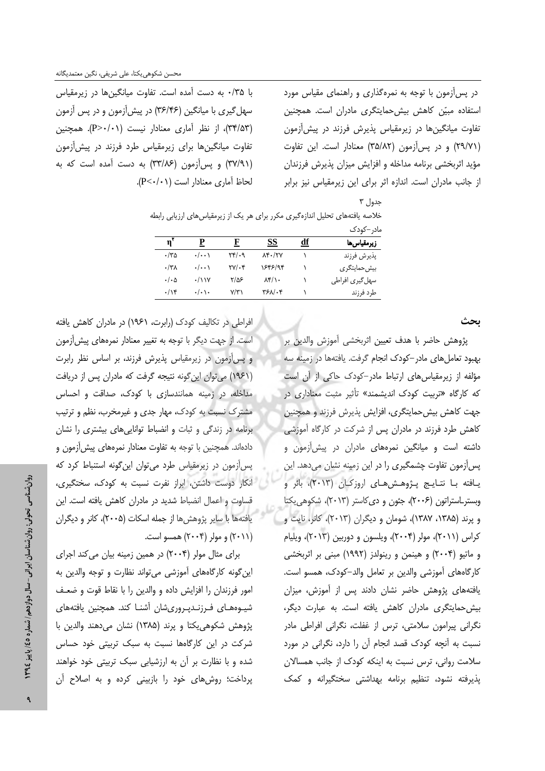در پس‌آزمون با توجه به نمره‌گذاری و راهنمای مقیاس مورد استفاده مبیّن کاهش بیش‌حمایتگری مادران است. همچنین تفاوت میانگین‌ها در زیرمقیاس پذیرش فرزند در پیش‌آزمون (۲۹/۷۱) و در پس‌آزمون (۳۵/۸۲) معنادار است. این تفاوت مؤید اثربخشی برنامه مداخله و افزایش میزان پذیرش فرزندان از جانب مادران است. اندازه اثر برای این زیرمقیاس نیز برابر با ۰/۳۵ به دست آمده است. تفاوت میانگین‌ها در زیرمقیاس سهل‌گیری با میانگین (۳۶/۴۶) در پیش‌آزمون و در پس آزمون (۳۴/۵۳)، از نظر آماری معنادار نیست (P>۰/۰۱). همچنین تفاوت میانگین‌ها برای زیرمقیاس طرد فرزند در پیش‌آزمون (۳۷/۹۱) و پس‌آزمون (۳۳/۸۶) به دست آمده است که به لحاظ آماری معنادار است (P<۰/۰۱).

جدول ۳

خلاصه یافته‌های تحلیل اندازه‌گیری مکرر برای هر یک از زیرمقیاس‌های ارزیابی رابطه مادر–کودک

| زیرمقیاس‌ها | df | SS | F | P | $\eta^2$ |
|---|---|---|---|---|---|
| پذیرش فرزند | ۱ | ۸۴۰/۲۷ | ۲۴/۰۹ | ۰/۰۰۱ | ۰/۳۵ |
| بیش‌حمایتگری | ۱ | ۱۶۴۶/۹۴ | ۲۷/۰۴ | ۰/۰۰۱ | ۰/۳۸ |
| سهل‌گیری افراطی | ۱ | ۸۴/۱۰ | ۲/۵۶ | ۰/۱۱۷ | ۰/۰۵ |
| طرد فرزند | ۱ | ۳۶۸/۰۴ | ۷/۳۱ | ۰/۰۱۰ | ۰/۱۴ |

## بحث

پژوهش حاضر با هدف تعیین اثربخشی آموزش والدین بر بهبود تعامل‌های مادر–کودک انجام گرفت. یافته‌ها در زمینه سه مؤلفه از زیرمقیاس‌های ارتباط مادر–کودک حاکی از آن است که کارگاه «تربیت کودک اندیشمند» تأثیر مثبت معناداری در جهت کاهش بیش‌حمایتگری، افزایش پذیرش فرزند و همچنین کاهش طرد فرزند در مادران پس از شرکت در کارگاه آموزشی داشته است و میانگین نمره‌های مادران در پیش‌آزمون و پس‌آزمون تفاوت چشمگیری را در این زمینه نشان می‌دهد. این یافته با نتایج پژوهش‌های اروزکان (۲۰۱۳)، باثر و وسترلاستراتون (۲۰۰۶)، جئون و دی‌کاستر (۲۰۱۳)، شکوهی‌یکتا و پرند (۱۳۸۵، ۱۳۸۷)، شومان و دیگران (۲۰۱۳)، کانر، نایت و کراس (۲۰۱۱)، مولر (۲۰۰۴)، ویلسون و دوربین (۲۰۱۳)، ویلیام و ماتیو (۲۰۰۴) و هینمن و رینولدز (۱۹۹۲) مبنی بر اثربخشی کارگاه‌های آموزشی والدین بر تعامل والد–کودک، همسو است. یافته‌های پژوهش حاضر نشان دادند پس از آموزش، میزان بیش‌حمایتگری مادران کاهش یافته است. به عبارت دیگر، نگرانی پیرامون سلامتی، ترس از غفلت، نگرانی افراطی مادر نسبت به آنچه کودک قصد انجام آن را دارد، نگرانی در مورد سلامت روانی، ترس نسبت به اینکه کودک از جانب همسالان پذیرفته نشود، تنظیم برنامه بهداشتی سختگیرانه و کمک افراطی در تکالیف کودک (رابرت، ۱۹۶۱) در مادران کاهش یافته است. از جهت دیگر با توجه به تغییر معنادار نمره‌های پیش‌آزمون و پس‌آزمون در زیرمقیاس پذیرش فرزند، بر اساس نظر رابرت (۱۹۶۱) می‌توان این‌گونه نتیجه گرفت که مادران پس از دریافت مداخله، در زمینه همانندسازی با کودک، صداقت و احساس مشترک نسبت به کودک، مهار جدی و غیرمخرب، نظم و ترتیب برنامه در زندگی و ثبات و انضباط توانایی‌های بیشتری را نشان داده‌اند. همچنین با توجه به تفاوت معنادار نمره‌های پیش‌آزمون و پس‌آزمون در زیرمقیاس طرد می‌توان این‌گونه استنباط کرد که انکار دوست داشتن، ابراز نفرت نسبت به کودک، سختگیری، قساوت و اعمال انضباط شدید در مادران کاهش یافته است. این یافته‌ها با سایر پژوهش‌ها از جمله اسکات (۲۰۰۵)، کانر و دیگران (۲۰۱۱) و مولر (۲۰۰۴) همسو است.

برای مثال مولر (۲۰۰۴) در همین زمینه بیان می‌کند اجرای این‌گونه کارگاه‌های آموزشی می‌تواند نظارت و توجه والدین به امور فرزندان را افزایش داده و والدین را با نقاط قوت و ضعف شیوه‌های فرزندپروری‌شان آشنا کند. همچنین یافته‌های پژوهش شکوهی‌یکتا و پرند (۱۳۸۵) نشان می‌دهند والدین با شرکت در این کارگاه‌ها نسبت به سبک تربیتی خود حساس شده و با نظارت بر آن به ارزشیابی سبک تربیتی خود خواهند پرداخت؛ روش‌های خود را بازبینی کرده و به اصلاح آن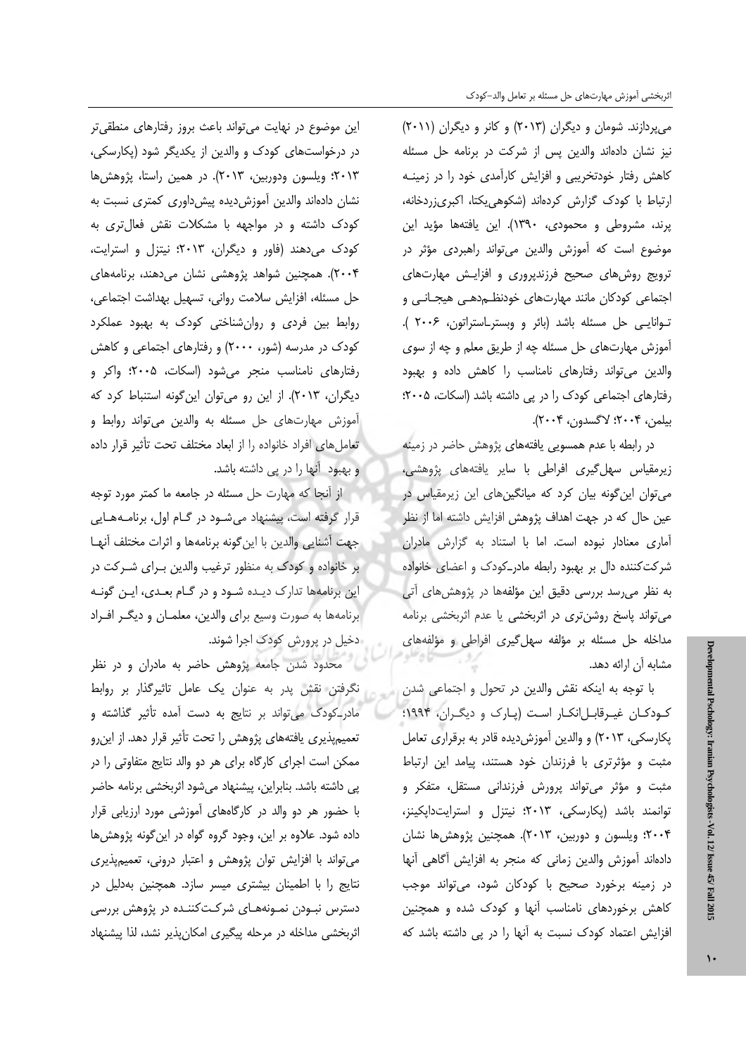می‌پردازند. شومان و دیگران (۲۰۱۳) و کانر و دیگران (۲۰۱۱) نیز نشان داده‌اند والدین پس از شرکت در برنامه حل مسئله کاهش رفتار خودتخریبی و افزایش کارآمدی خود را در زمینه ارتباط با کودک گزارش کرده‌اند (شکوهی‌یکتا، اکبری‌زردخانه، پرند، مشروطی و محمودی، ۱۳۹۰). این یافته‌ها مؤید این موضوع است که آموزش والدین می‌تواند راهبردی مؤثر در ترویج روش‌های صحیح فرزندپروری و افزایش مهارت‌های اجتماعی کودکان مانند مهارت‌های خودنظم‌دهی هیجانی و توانایی حل مسئله باشد (بائر و وبستر-استراتون، ۲۰۰۶ ). آموزش مهارت‌های حل مسئله چه از طریق معلم و چه از سوی والدین می‌تواند رفتارهای نامناسب را کاهش داده و بهبود رفتارهای اجتماعی کودک را در پی داشته باشد (اسکات، ۲۰۰۵؛ بیلمن، ۲۰۰۴؛ لاگسدون، ۲۰۰۴).

در رابطه با عدم همسویی یافته‌های پژوهش حاضر در زمینه زیرمقیاس سهل‌گیری افراطی با سایر یافته‌های پژوهشی، می‌توان این‌گونه بیان کرد که میانگین‌های این زیرمقیاس در عین حال که در جهت اهداف پژوهش افزایش داشته اما از نظر آماری معنادار نبوده است. اما با استناد به گزارش مادران شرکت‌کننده دال بر بهبود رابطه مادر-کودک و اعضای خانواده به نظر می‌رسد بررسی دقیق این مؤلفه‌ها در پژوهش‌های آتی می‌تواند پاسخ روشن‌تری در اثربخشی یا عدم اثربخشی برنامه مداخله حل مسئله بر مؤلفه سهل‌گیری افراطی و مؤلفه‌های مشابه آن ارائه دهد.

با توجه به اینکه نقش والدین در تحول و اجتماعی شدن کودکان غیرقابل‌انکار است (پارک و دیگران، ۱۹۹۴؛ پکارسکی، ۲۰۱۳) و والدین آموزش‌دیده قادر به برقراری تعامل مثبت و مؤثرتری با فرزندان خود هستند، پیامد این ارتباط مثبت و مؤثر می‌تواند پرورش فرزندانی مستقل، متفکر و توانمند باشد (پکارسکی، ۲۰۱۳؛ نیتزل و استرایت‌داپکینز، ۲۰۰۴؛ ویلسون و دوربین، ۲۰۱۳). همچنین پژوهش‌ها نشان داده‌اند آموزش والدین زمانی که منجر به افزایش آگاهی آنها در زمینه برخورد صحیح با کودکان شود، می‌تواند موجب کاهش برخوردهای نامناسب آنها و کودک شده و همچنین افزایش اعتماد کودک نسبت به آنها را در پی داشته باشد که این موضوع در نهایت می‌تواند باعث بروز رفتارهای منطقی‌تر در درخواست‌های کودک و والدین از یکدیگر شود (پکارسکی، ۲۰۱۳؛ ویلسون ودوربین، ۲۰۱۳). در همین راستا، پژوهش‌ها نشان داده‌اند والدین آموزش‌دیده پیش‌داوری کمتری نسبت به کودک داشته و در مواجهه با مشکلات نقش فعال‌تری به کودک می‌دهند (فاور و دیگران، ۲۰۱۳؛ نیتزل و استرایت، ۲۰۰۴). همچنین شواهد پژوهشی نشان می‌دهند، برنامه‌های حل مسئله، افزایش سلامت روانی، تسهیل بهداشت اجتماعی، روابط بین فردی و روان‌شناختی کودک به بهبود عملکرد کودک در مدرسه (شور، ۲۰۰۰) و رفتارهای اجتماعی و کاهش رفتارهای نامناسب منجر می‌شود (اسکات، ۲۰۰۵؛ واکر و دیگران، ۲۰۱۳). از این رو می‌توان این‌گونه استنباط کرد که آموزش مهارت‌های حل مسئله به والدین می‌تواند روابط و تعامل‌های افراد خانواده را از ابعاد مختلف تحت تأثیر قرار داده و بهبود آنها را در پی داشته باشد.

از آنجا که مهارت حل مسئله در جامعه ما کمتر مورد توجه قرار گرفته است، پیشنهاد می‌شود در گام اول، برنامه‌هایی جهت آشنایی والدین با این‌گونه برنامه‌ها و اثرات مختلف آنها بر خانواده و کودک به منظور ترغیب والدین برای شرکت در این برنامه‌ها تدارک دیده شود و در گام بعدی، این گونه برنامه‌ها به صورت وسیع برای والدین، معلمان و دیگر افراد دخیل در پرورش کودک اجرا شوند.

محدود شدن جامعه پژوهش حاضر به مادران و در نظر نگرفتن نقش پدر به عنوان یک عامل تاثیرگذار بر روابط مادر-کودک می‌تواند بر نتایج به دست آمده تأثیر گذاشته و تعمیم‌پذیری یافته‌های پژوهش را تحت تأثیر قرار دهد. از این‌رو ممکن است اجرای کارگاه برای هر دو والد نتایج متفاوتی را در پی داشته باشد. بنابراین، پیشنهاد می‌شود اثربخشی برنامه حاضر با حضور هر دو والد در کارگاه‌های آموزشی مورد ارزیابی قرار داده شود. علاوه بر این، وجود گروه گواه در این‌گونه پژوهش‌ها می‌تواند با افزایش توان پژوهش و اعتبار درونی، تعمیم‌پذیری نتایج را با اطمینان بیشتری میسر سازد. همچنین به‌دلیل در دسترس نبودن نمونه‌های شرکت‌کننده در پژوهش بررسی اثربخشی مداخله در مرحله پیگیری امکان‌پذیر نشد، لذا پیشنهاد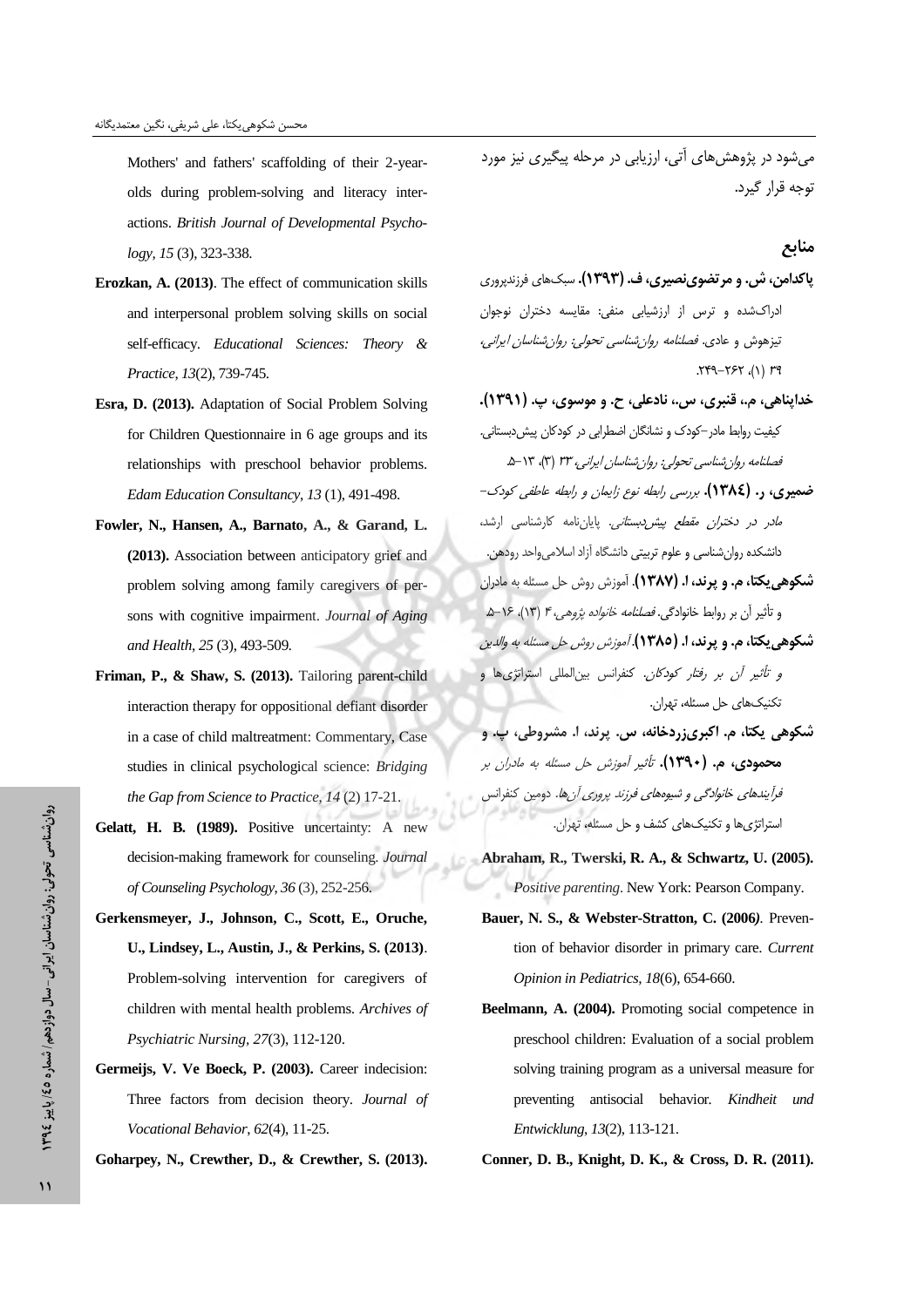می‌شود در پژوهش‌های آتی، ارزیابی در مرحله پیگیری نیز مورد توجه قرار گیرد.

## منابع

**پاکدامن، ش. و مرتضوی‌نصیری، ف. (۱۳۹۳).** سبک‌های فرزندپروری ادراک‌شده و ترس از ارزشیابی منفی: مقایسه دختران نوجوان تیزهوش و عادی. *فصلنامه روان‌شناسی تحولی: روان‌شناسان ایرانی*، ۳۹ (۱)، ۲۶۲-۲۴۹.

**خداپناهی، م.، قنبری، س.، نادعلی، ح. و موسوی، پ. (۱۳۹۱).** کیفیت روابط مادر-کودک و نشانگان اضطرابی در کودکان پیش‌دبستانی. *فصلنامه روان‌شناسی تحولی: روان‌شناسان ایرانی*، ۳۳ (۳)، ۱۳-۵.

**ضمیری، ر. (۱۳۸٤).** *بررسی رابطه نوع زایمان و رابطه عاطفی کودک-مادر در دختران مقطع پیش‌دبستانی*. پایان‌نامه کارشناسی ارشد، دانشکده روان‌شناسی و علوم تربیتی دانشگاه آزاد اسلامی‌واحد رودهن.

**شکوهی‌یکتا، م. و پرند، ا. (۱۳۸۷).** آموزش روش حل مسئله به مادران و تأثیر آن بر روابط خانوادگی. *فصلنامه خانواده پژوهی*، ۴ (۱۳)، ۱۶-۵.

**شکوهی‌یکتا، م. و پرند، ا. (۱۳۸۵).** *آموزش روش حل مسئله به والدین و تأثیر آن بر رفتار کودکان*. کنفرانس بین‌المللی استراتژی‌ها و تکنیک‌های حل مسئله، تهران.

**شکوهی یکتا، م. اکبری‌زردخانه، س. پرند، ا. مشروطی، پ. و محمودی، م. (۱۳۹۰).** *تأثیر آموزش حل مسئله به مادران بر فرآیندهای خانوادگی و شیوه‌های فرزند پروری آن‌ها*. دومین کنفرانس استراتژی‌ها و تکنیک‌های کشف و حل مسئله، تهران.

**Abraham, R., Twerski, R. A., & Schwartz, U. (2005).** *Positive parenting*. New York: Pearson Company.

**Bauer, N. S., & Webster-Stratton, C. (2006).** Prevention of behavior disorder in primary care. *Current Opinion in Pediatrics, 18*(6), 654-660.

**Beelmann, A. (2004).** Promoting social competence in preschool children: Evaluation of a social problem solving training program as a universal measure for preventing antisocial behavior. *Kindheit und Entwicklung, 13*(2), 113-121.

**Conner, D. B., Knight, D. K., & Cross, D. R. (2011).** Mothers' and fathers' scaffolding of their 2-year-olds during problem-solving and literacy interactions. *British Journal of Developmental Psychology, 15* (3), 323-338.

**Erozkan, A. (2013)**. The effect of communication skills and interpersonal problem solving skills on social self-efficacy. *Educational Sciences: Theory & Practice, 13*(2), 739-745.

**Esra, D. (2013).** Adaptation of Social Problem Solving for Children Questionnaire in 6 age groups and its relationships with preschool behavior problems. *Edam Education Consultancy, 13* (1), 491-498.

**Fowler, N., Hansen, A., Barnato, A., & Garand, L. (2013).** Association between anticipatory grief and problem solving among family caregivers of persons with cognitive impairment. *Journal of Aging and Health, 25* (3), 493-509.

**Friman, P., & Shaw, S. (2013).** Tailoring parent-child interaction therapy for oppositional defiant disorder in a case of child maltreatment: Commentary, Case studies in clinical psychological science: *Bridging the Gap from Science to Practice, 14* (2) 17-21.

**Gelatt, H. B. (1989).** Positive uncertainty: A new decision-making framework for counseling. *Journal of Counseling Psychology, 36* (3), 252-256.

**Gerkensmeyer, J., Johnson, C., Scott, E., Oruche, U., Lindsey, L., Austin, J., & Perkins, S. (2013)**. Problem-solving intervention for caregivers of children with mental health problems. *Archives of Psychiatric Nursing, 27*(3), 112-120.

**Germeijs, V. Ve Boeck, P. (2003).** Career indecision: Three factors from decision theory. *Journal of Vocational Behavior, 62*(4), 11-25.

**Goharpey, N., Crewther, D., & Crewther, S. (2013).**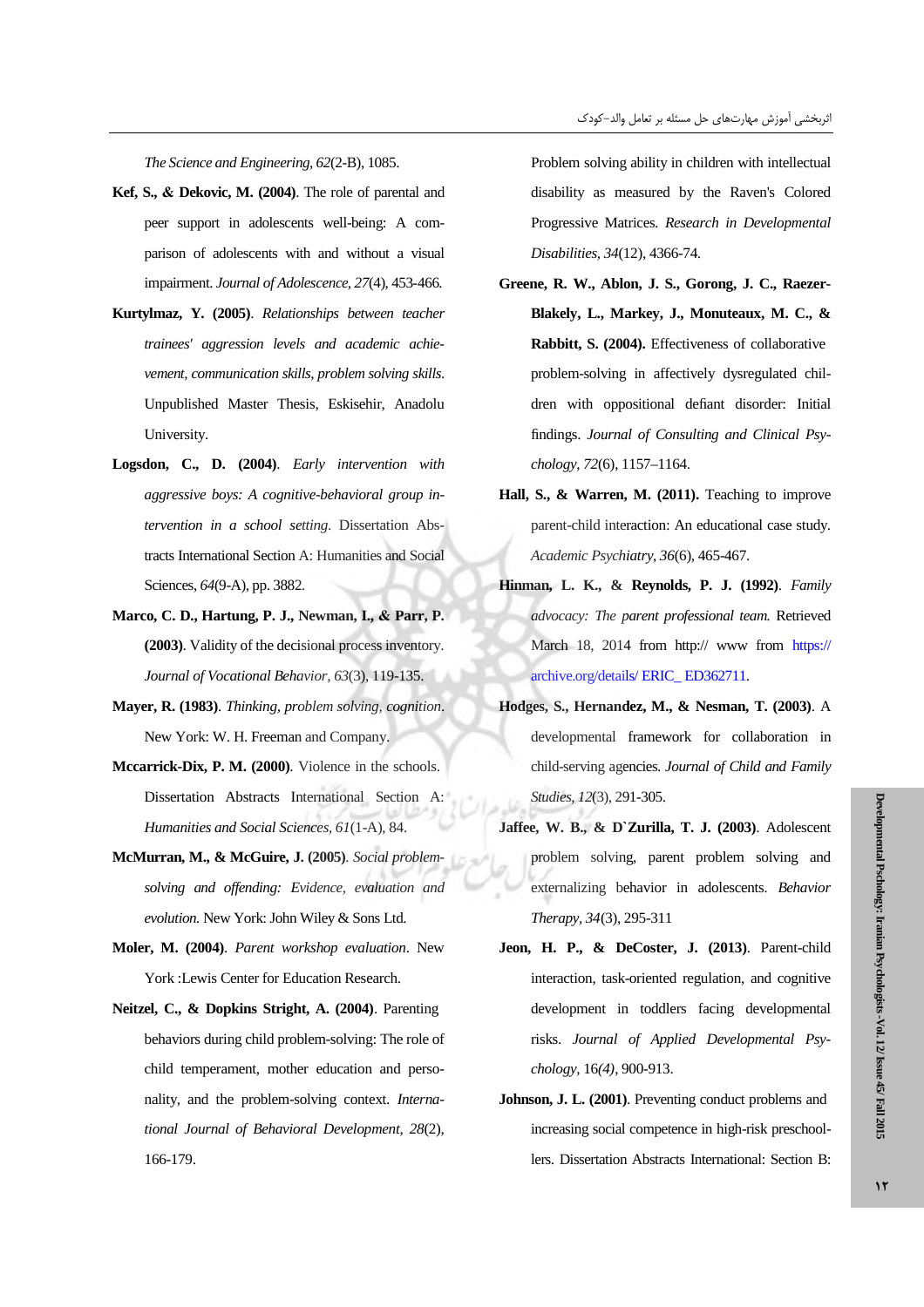*The Science and Engineering*, *62*(2-B), 1085.

**Kef, S., & Dekovic, M. (2004)**. The role of parental and peer support in adolescents well-being: A comparison of adolescents with and without a visual impairment. *Journal of Adolescence*, *27*(4), 453-466.

**Kurtylmaz, Y. (2005)**. *Relationships between teacher trainees' aggression levels and academic achievement, communication skills, problem solving skills.* Unpublished Master Thesis, Eskisehir, Anadolu University.

**Logsdon, C., D. (2004)**. *Early intervention with aggressive boys: A cognitive-behavioral group intervention in a school setting*. Dissertation Abstracts International Section A: Humanities and Social Sciences, *64*(9-A), pp. 3882.

**Marco, C. D., Hartung, P. J., Newman, I., & Parr, P. (2003)**. Validity of the decisional process inventory. *Journal of Vocational Behavior*, *63*(3), 119-135.

**Mayer, R. (1983)**. *Thinking, problem solving, cognition*. New York: W. H. Freeman and Company.

**Mccarrick-Dix, P. M. (2000)**. Violence in the schools. Dissertation Abstracts International Section A: *Humanities and Social Sciences*, *61*(1-A), 84.

**McMurran, M., & McGuire, J. (2005)**. *Social problem-solving and offending: Evidence, evaluation and evolution.* New York: John Wiley & Sons Ltd.

**Moler, M. (2004)**. *Parent workshop evaluation*. New York :Lewis Center for Education Research.

**Neitzel, C., & Dopkins Stright, A. (2004)**. Parenting behaviors during child problem-solving: The role of child temperament, mother education and personality, and the problem-solving context. *International Journal of Behavioral Development*, *28*(2), 166-179.

Problem solving ability in children with intellectual disability as measured by the Raven's Colored Progressive Matrices. *Research in Developmental Disabilities*, *34*(12), 4366-74.

**Greene, R. W., Ablon, J. S., Gorong, J. C., Raezer-Blakely, L., Markey, J., Monuteaux, M. C., & Rabbitt, S. (2004).** Effectiveness of collaborative problem-solving in affectively dysregulated children with oppositional defiant disorder: Initial findings. *Journal of Consulting and Clinical Psychology*, *72*(6), 1157–1164.

**Hall, S., & Warren, M. (2011).** Teaching to improve parent-child interaction: An educational case study. *Academic Psychiatry*, *36*(6), 465-467.

**Hinman, L. K., & Reynolds, P. J. (1992)**. *Family advocacy: The parent professional team.* Retrieved March 18, 2014 from http:// www from https://archive.org/details/ ERIC_ ED362711.

**Hodges, S., Hernandez, M., & Nesman, T. (2003)**. A developmental framework for collaboration in child-serving agencies. *Journal of Child and Family Studies*, *12*(3), 291-305.

**Jaffee, W. B., & D`Zurilla, T. J. (2003)**. Adolescent problem solving, parent problem solving and externalizing behavior in adolescents. *Behavior Therapy*, *34*(3), 295-311

**Jeon, H. P., & DeCoster, J. (2013)**. Parent-child interaction, task-oriented regulation, and cognitive development in toddlers facing developmental risks. *Journal of Applied Developmental Psychology*, 16*(4)*, 900-913.

**Johnson, J. L. (2001)**. Preventing conduct problems and increasing social competence in high-risk preschoollers. Dissertation Abstracts International: Section B: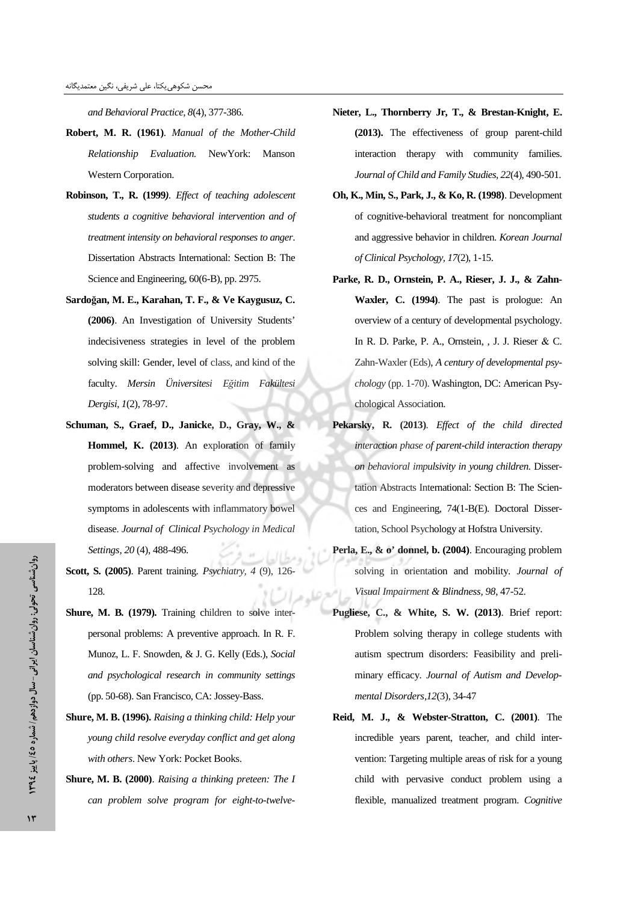*and Behavioral Practice, 8*(4), 377-386.

**Robert, M. R. (1961)**. *Manual of the Mother-Child Relationship Evaluation.* NewYork: Manson Western Corporation.

**Robinson, T., R. (1999)**. *Effect of teaching adolescent students a cognitive behavioral intervention and of treatment intensity on behavioral responses to anger*. Dissertation Abstracts International: Section B: The Science and Engineering, 60(6-B), pp. 2975.

**Sardoğan, M. E., Karahan, T. F., & Ve Kaygusuz, C. (2006)**. An Investigation of University Students' indecisiveness strategies in level of the problem solving skill: Gender, level of class, and kind of the faculty. *Mersin Üniversitesi Eğitim Fakültesi Dergisi, 1*(2), 78-97.

**Schuman, S., Graef, D., Janicke, D., Gray, W., & Hommel, K. (2013)**. An exploration of family problem-solving and affective involvement as moderators between disease severity and depressive symptoms in adolescents with inflammatory bowel disease. *Journal of Clinical Psychology in Medical Settings, 20* (4), 488-496.

**Scott, S. (2005)**. Parent training. *Psychiatry, 4* (9), 126-128.

**Shure, M. B. (1979).** Training children to solve interpersonal problems: A preventive approach. In R. F. Munoz, L. F. Snowden, & J. G. Kelly (Eds.), *Social and psychological research in community settings* (pp. 50-68). San Francisco, CA: Jossey-Bass.

**Shure, M. B. (1996).** *Raising a thinking child: Help your young child resolve everyday conflict and get along with others*. New York: Pocket Books.

**Shure, M. B. (2000)**. *Raising a thinking preteen: The I can problem solve program for eight-to-twelve-*

**Nieter, L., Thornberry Jr, T., & Brestan-Knight, E. (2013).** The effectiveness of group parent-child interaction therapy with community families. *Journal of Child and Family Studies, 22*(4), 490-501.

**Oh, K., Min, S., Park, J., & Ko, R. (1998)**. Development of cognitive-behavioral treatment for noncompliant and aggressive behavior in children. *Korean Journal of Clinical Psychology, 17*(2), 1-15.

**Parke, R. D., Ornstein, P. A., Rieser, J. J., & Zahn-Waxler, C. (1994)**. The past is prologue: An overview of a century of developmental psychology. In R. D. Parke, P. A., Ornstein, , J. J. Rieser & C. Zahn-Waxler (Eds), *A century of developmental psychology* (pp. 1-70). Washington, DC: American Psychological Association.

**Pekarsky, R. (2013)**. *Effect of the child directed interaction phase of parent-child interaction therapy on behavioral impulsivity in young children.* Dissertation Abstracts International: Section B: The Sciences and Engineering, 74(1-B(E). Doctoral Dissertation, School Psychology at Hofstra University.

**Perla, E., & o' donnel, b. (2004)**. Encouraging problem solving in orientation and mobility. *Journal of Visual Impairment & Blindness, 98*, 47-52.

**Pugliese, C., & White, S. W. (2013)**. Brief report: Problem solving therapy in college students with autism spectrum disorders: Feasibility and preliminary efficacy. *Journal of Autism and Developmental Disorders,12*(3), 34-47

**Reid, M. J., & Webster-Stratton, C. (2001)**. The incredible years parent, teacher, and child intervention: Targeting multiple areas of risk for a young child with pervasive conduct problem using a flexible, manualized treatment program. *Cognitive*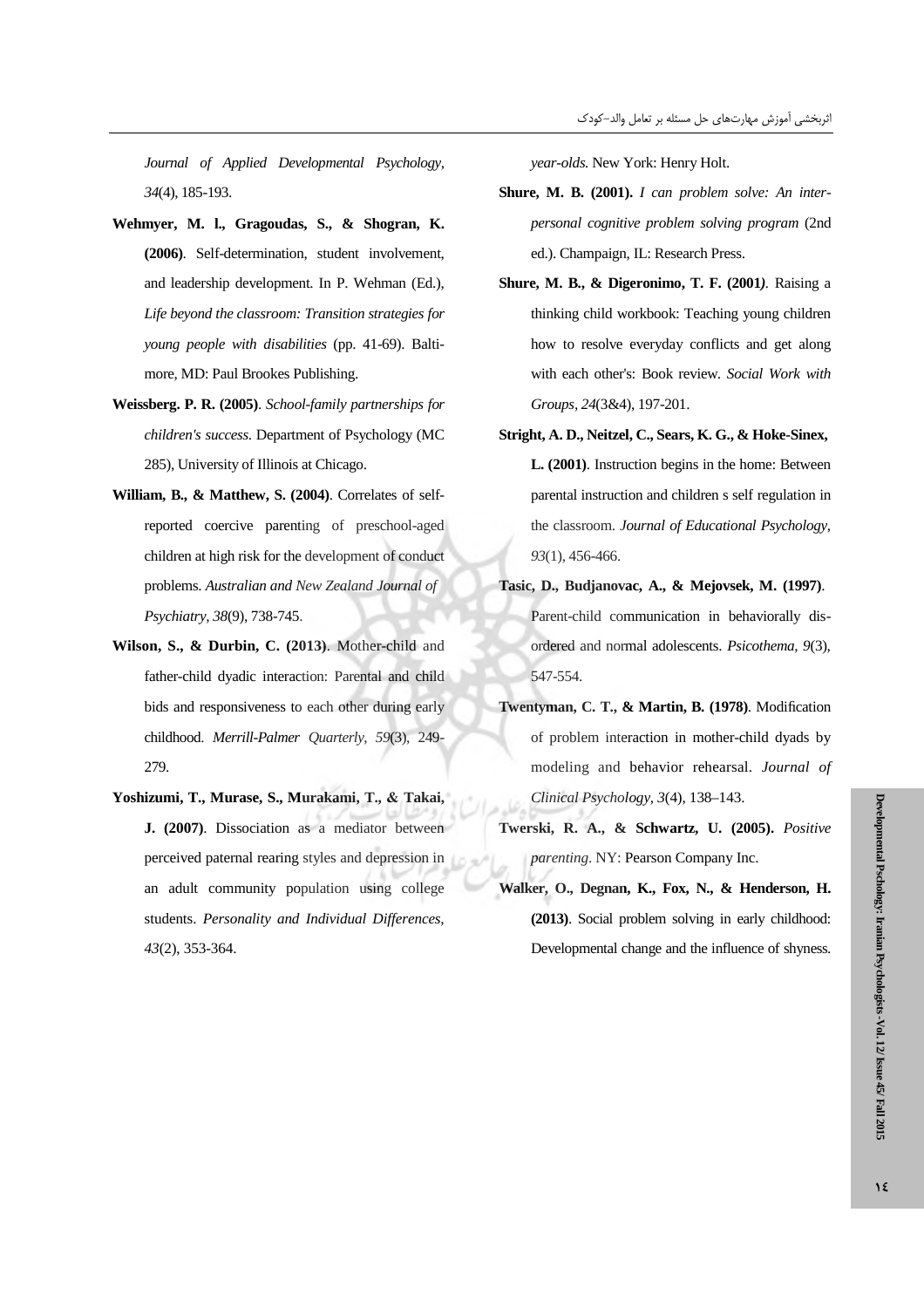*Journal of Applied Developmental Psychology, 34*(4), 185-193.

**Wehmyer, M. l., Gragoudas, S., & Shogran, K. (2006)**. Self-determination, student involvement, and leadership development. In P. Wehman (Ed.), *Life beyond the classroom: Transition strategies for young people with disabilities* (pp. 41-69). Baltimore, MD: Paul Brookes Publishing.

**Weissberg. P. R. (2005)**. *School-family partnerships for children's success.* Department of Psychology (MC 285), University of Illinois at Chicago.

**William, B., & Matthew, S. (2004)**. Correlates of self-reported coercive parenting of preschool-aged children at high risk for the development of conduct problems. *Australian and New Zealand Journal of Psychiatry, 38*(9), 738-745.

**Wilson, S., & Durbin, C. (2013)**. Mother-child and father-child dyadic interaction: Parental and child bids and responsiveness to each other during early childhood. *Merrill-Palmer Quarterly, 59*(3), 249-279.

**Yoshizumi, T., Murase, S., Murakami, T., & Takai, J. (2007)**. Dissociation as a mediator between perceived paternal rearing styles and depression in an adult community population using college students. *Personality and Individual Differences, 43*(2), 353-364.

*year-olds.* New York: Henry Holt.

**Shure, M. B. (2001).** *I can problem solve: An interpersonal cognitive problem solving program* (2nd ed.). Champaign, IL: Research Press.

**Shure, M. B., & Digeronimo, T. F. (2001)**. Raising a thinking child workbook: Teaching young children how to resolve everyday conflicts and get along with each other's: Book review. *Social Work with Groups, 24*(3&4), 197-201.

**Stright, A. D., Neitzel, C., Sears, K. G., & Hoke-Sinex, L. (2001)**. Instruction begins in the home: Between parental instruction and children s self regulation in the classroom. *Journal of Educational Psychology, 93*(1), 456-466.

**Tasic, D., Budjanovac, A., & Mejovsek, M. (1997)**. Parent-child communication in behaviorally disordered and normal adolescents. *Psicothema, 9*(3), 547-554.

**Twentyman, C. T., & Martin, B. (1978)**. Modification of problem interaction in mother-child dyads by modeling and behavior rehearsal. *Journal of Clinical Psychology, 3*(4), 138–143.

**Twerski, R. A., & Schwartz, U. (2005).** *Positive parenting*. NY: Pearson Company Inc.

**Walker, O., Degnan, K., Fox, N., & Henderson, H. (2013)**. Social problem solving in early childhood: Developmental change and the influence of shyness.